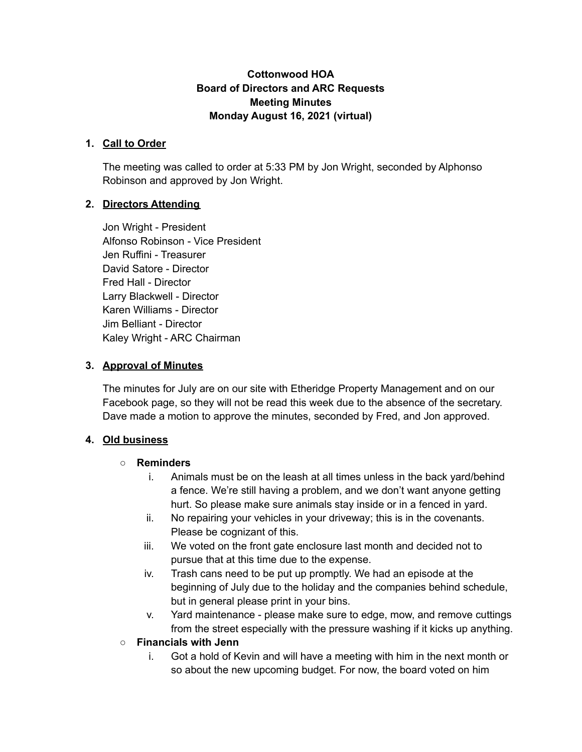**Cottonwood HOA**
**Board of Directors and ARC Requests**
**Meeting Minutes**
**Monday August 16, 2021 (virtual)**

1. **<u>Call to Order</u>**

   The meeting was called to order at 5:33 PM by Jon Wright, seconded by Alphonso Robinson and approved by Jon Wright.

2. **<u>Directors Attending</u>**

   Jon Wright - President
   Alfonso Robinson - Vice President
   Jen Ruffini - Treasurer
   David Satore - Director
   Fred Hall - Director
   Larry Blackwell - Director
   Karen Williams - Director
   Jim Belliant - Director
   Kaley Wright - ARC Chairman

3. **<u>Approval of Minutes</u>**

   The minutes for July are on our site with Etheridge Property Management and on our Facebook page, so they will not be read this week due to the absence of the secretary. Dave made a motion to approve the minutes, seconded by Fred, and Jon approved.

4. **<u>Old business</u>**

   - **Reminders**
     i. Animals must be on the leash at all times unless in the back yard/behind a fence. We're still having a problem, and we don't want anyone getting hurt. So please make sure animals stay inside or in a fenced in yard.
     ii. No repairing your vehicles in your driveway; this is in the covenants. Please be cognizant of this.
     iii. We voted on the front gate enclosure last month and decided not to pursue that at this time due to the expense.
     iv. Trash cans need to be put up promptly. We had an episode at the beginning of July due to the holiday and the companies behind schedule, but in general please print in your bins.
     v. Yard maintenance - please make sure to edge, mow, and remove cuttings from the street especially with the pressure washing if it kicks up anything.
   - **Financials with Jenn**
     i. Got a hold of Kevin and will have a meeting with him in the next month or so about the new upcoming budget. For now, the board voted on him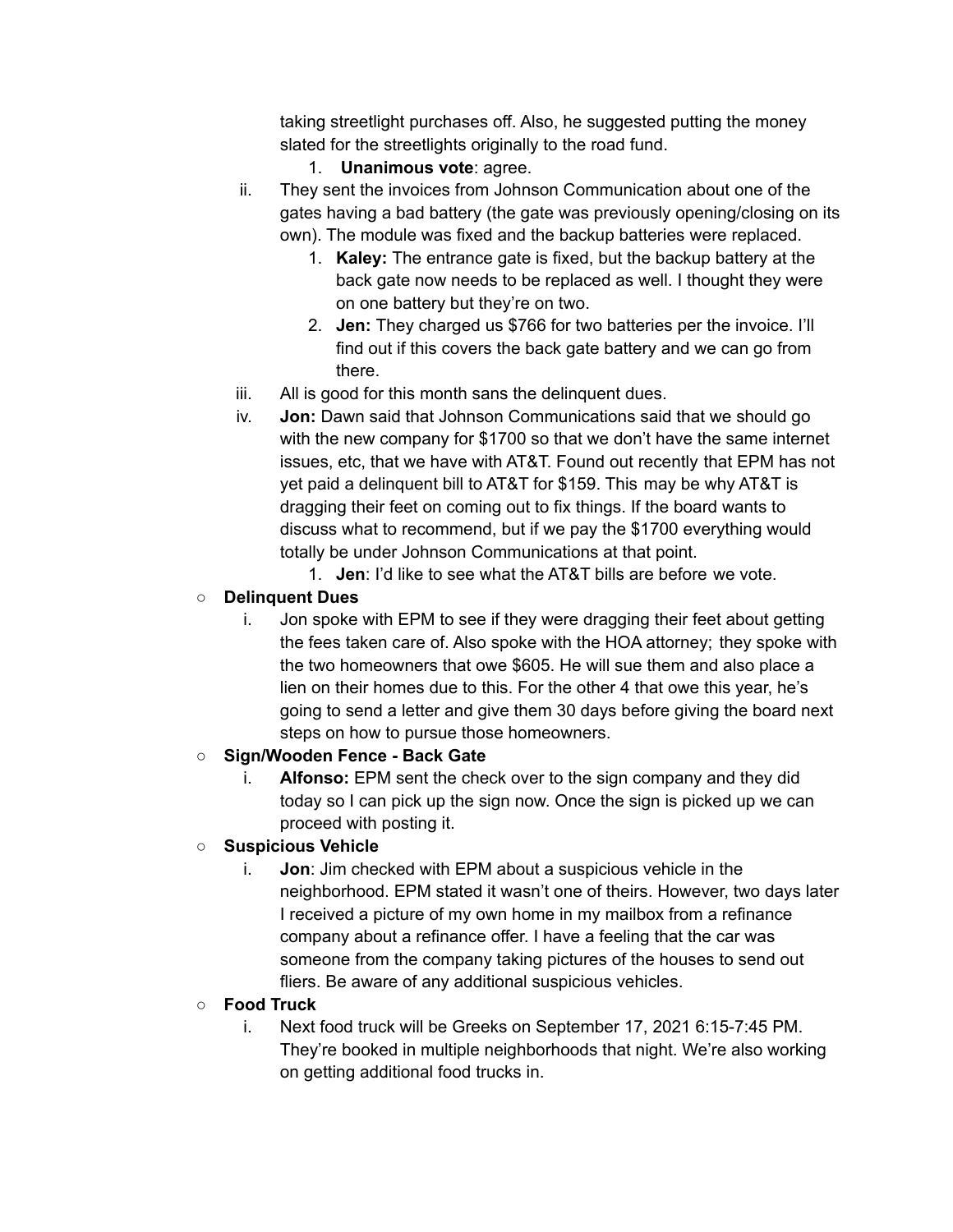taking streetlight purchases off. Also, he suggested putting the money slated for the streetlights originally to the road fund.

1. **Unanimous vote**: agree.

ii. They sent the invoices from Johnson Communication about one of the gates having a bad battery (the gate was previously opening/closing on its own). The module was fixed and the backup batteries were replaced.

1. **Kaley:** The entrance gate is fixed, but the backup battery at the back gate now needs to be replaced as well. I thought they were on one battery but they're on two.
2. **Jen:** They charged us $766 for two batteries per the invoice. I'll find out if this covers the back gate battery and we can go from there.

iii. All is good for this month sans the delinquent dues.

iv. **Jon:** Dawn said that Johnson Communications said that we should go with the new company for $1700 so that we don't have the same internet issues, etc, that we have with AT&T. Found out recently that EPM has not yet paid a delinquent bill to AT&T for $159. This may be why AT&T is dragging their feet on coming out to fix things. If the board wants to discuss what to recommend, but if we pay the $1700 everything would totally be under Johnson Communications at that point.

1. **Jen**: I'd like to see what the AT&T bills are before we vote.

- **Delinquent Dues**

  i. Jon spoke with EPM to see if they were dragging their feet about getting the fees taken care of. Also spoke with the HOA attorney; they spoke with the two homeowners that owe $605. He will sue them and also place a lien on their homes due to this. For the other 4 that owe this year, he's going to send a letter and give them 30 days before giving the board next steps on how to pursue those homeowners.

- **Sign/Wooden Fence - Back Gate**

  i. **Alfonso:** EPM sent the check over to the sign company and they did today so I can pick up the sign now. Once the sign is picked up we can proceed with posting it.

- **Suspicious Vehicle**

  i. **Jon**: Jim checked with EPM about a suspicious vehicle in the neighborhood. EPM stated it wasn't one of theirs. However, two days later I received a picture of my own home in my mailbox from a refinance company about a refinance offer. I have a feeling that the car was someone from the company taking pictures of the houses to send out fliers. Be aware of any additional suspicious vehicles.

- **Food Truck**

  i. Next food truck will be Greeks on September 17, 2021 6:15-7:45 PM. They're booked in multiple neighborhoods that night. We're also working on getting additional food trucks in.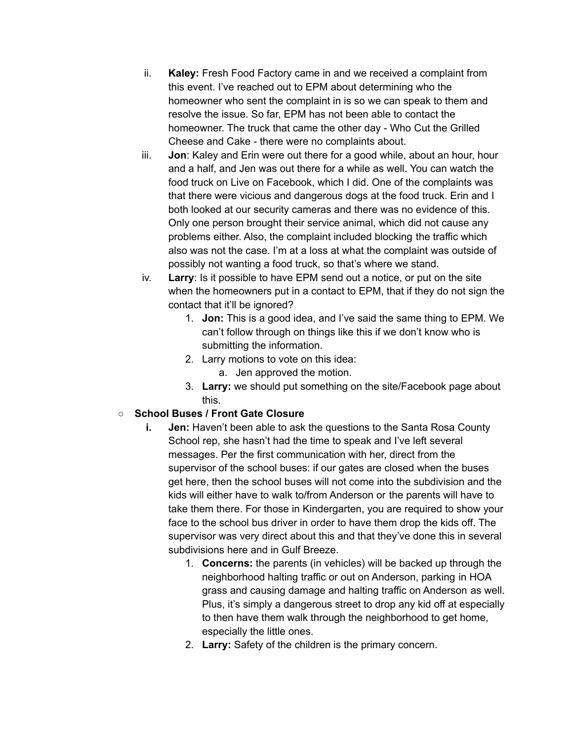ii. **Kaley:** Fresh Food Factory came in and we received a complaint from this event. I've reached out to EPM about determining who the homeowner who sent the complaint in is so we can speak to them and resolve the issue. So far, EPM has not been able to contact the homeowner. The truck that came the other day - Who Cut the Grilled Cheese and Cake - there were no complaints about.

iii. **Jon**: Kaley and Erin were out there for a good while, about an hour, hour and a half, and Jen was out there for a while as well. You can watch the food truck on Live on Facebook, which I did. One of the complaints was that there were vicious and dangerous dogs at the food truck. Erin and I both looked at our security cameras and there was no evidence of this. Only one person brought their service animal, which did not cause any problems either. Also, the complaint included blocking the traffic which also was not the case. I'm at a loss at what the complaint was outside of possibly not wanting a food truck, so that's where we stand.

iv. **Larry**: Is it possible to have EPM send out a notice, or put on the site when the homeowners put in a contact to EPM, that if they do not sign the contact that it'll be ignored?

   1. **Jon:** This is a good idea, and I've said the same thing to EPM. We can't follow through on things like this if we don't know who is submitting the information.
   2. Larry motions to vote on this idea:
      a. Jen approved the motion.
   3. **Larry:** we should put something on the site/Facebook page about this.

- **School Buses / Front Gate Closure**

   **i.** **Jen:** Haven't been able to ask the questions to the Santa Rosa County School rep, she hasn't had the time to speak and I've left several messages. Per the first communication with her, direct from the supervisor of the school buses: if our gates are closed when the buses get here, then the school buses will not come into the subdivision and the kids will either have to walk to/from Anderson or the parents will have to take them there. For those in Kindergarten, you are required to show your face to the school bus driver in order to have them drop the kids off. The supervisor was very direct about this and that they've done this in several subdivisions here and in Gulf Breeze.

   1. **Concerns:** the parents (in vehicles) will be backed up through the neighborhood halting traffic or out on Anderson, parking in HOA grass and causing damage and halting traffic on Anderson as well. Plus, it's simply a dangerous street to drop any kid off at especially to then have them walk through the neighborhood to get home, especially the little ones.
   2. **Larry:** Safety of the children is the primary concern.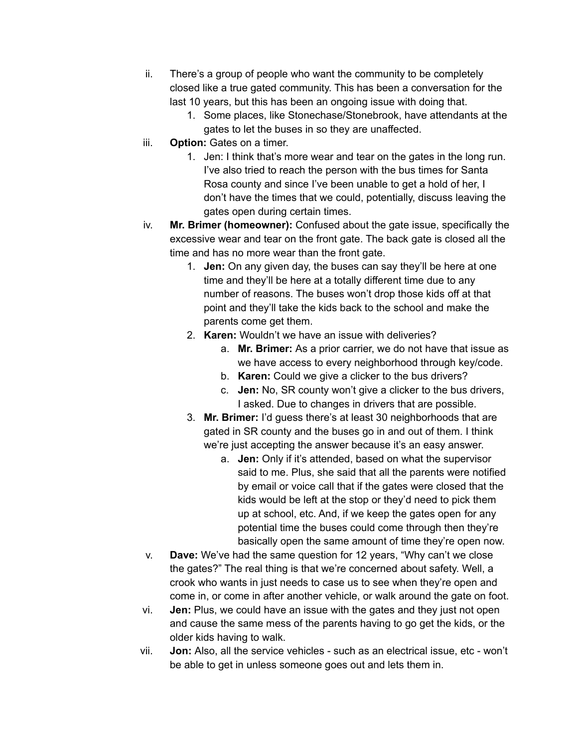ii. There's a group of people who want the community to be completely closed like a true gated community. This has been a conversation for the last 10 years, but this has been an ongoing issue with doing that.
    1. Some places, like Stonechase/Stonebrook, have attendants at the gates to let the buses in so they are unaffected.

iii. **Option:** Gates on a timer.
    1. Jen: I think that's more wear and tear on the gates in the long run. I've also tried to reach the person with the bus times for Santa Rosa county and since I've been unable to get a hold of her, I don't have the times that we could, potentially, discuss leaving the gates open during certain times.

iv. **Mr. Brimer (homeowner):** Confused about the gate issue, specifically the excessive wear and tear on the front gate. The back gate is closed all the time and has no more wear than the front gate.
    1. **Jen:** On any given day, the buses can say they'll be here at one time and they'll be here at a totally different time due to any number of reasons. The buses won't drop those kids off at that point and they'll take the kids back to the school and make the parents come get them.
    2. **Karen:** Wouldn't we have an issue with deliveries?
        a. **Mr. Brimer:** As a prior carrier, we do not have that issue as we have access to every neighborhood through key/code.
        b. **Karen:** Could we give a clicker to the bus drivers?
        c. **Jen:** No, SR county won't give a clicker to the bus drivers, I asked. Due to changes in drivers that are possible.
    3. **Mr. Brimer:** I'd guess there's at least 30 neighborhoods that are gated in SR county and the buses go in and out of them. I think we're just accepting the answer because it's an easy answer.
        a. **Jen:** Only if it's attended, based on what the supervisor said to me. Plus, she said that all the parents were notified by email or voice call that if the gates were closed that the kids would be left at the stop or they'd need to pick them up at school, etc. And, if we keep the gates open for any potential time the buses could come through then they're basically open the same amount of time they're open now.

v. **Dave:** We've had the same question for 12 years, "Why can't we close the gates?" The real thing is that we're concerned about safety. Well, a crook who wants in just needs to case us to see when they're open and come in, or come in after another vehicle, or walk around the gate on foot.

vi. **Jen:** Plus, we could have an issue with the gates and they just not open and cause the same mess of the parents having to go get the kids, or the older kids having to walk.

vii. **Jon:** Also, all the service vehicles - such as an electrical issue, etc - won't be able to get in unless someone goes out and lets them in.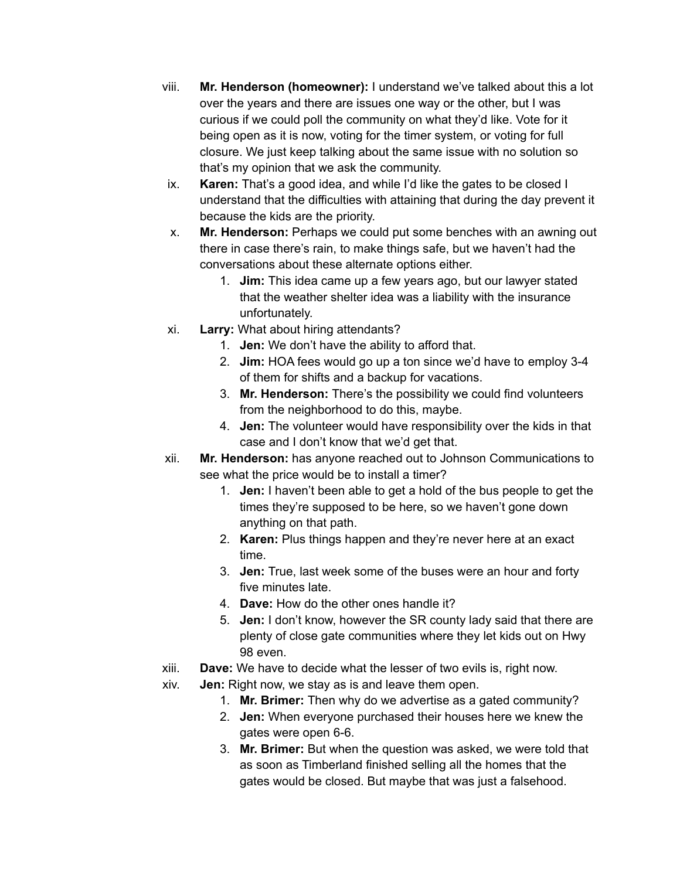viii. **Mr. Henderson (homeowner):** I understand we've talked about this a lot over the years and there are issues one way or the other, but I was curious if we could poll the community on what they'd like. Vote for it being open as it is now, voting for the timer system, or voting for full closure. We just keep talking about the same issue with no solution so that's my opinion that we ask the community.

ix. **Karen:** That's a good idea, and while I'd like the gates to be closed I understand that the difficulties with attaining that during the day prevent it because the kids are the priority.

x. **Mr. Henderson:** Perhaps we could put some benches with an awning out there in case there's rain, to make things safe, but we haven't had the conversations about these alternate options either.

   1. **Jim:** This idea came up a few years ago, but our lawyer stated that the weather shelter idea was a liability with the insurance unfortunately.

xi. **Larry:** What about hiring attendants?

   1. **Jen:** We don't have the ability to afford that.
   2. **Jim:** HOA fees would go up a ton since we'd have to employ 3-4 of them for shifts and a backup for vacations.
   3. **Mr. Henderson:** There's the possibility we could find volunteers from the neighborhood to do this, maybe.
   4. **Jen:** The volunteer would have responsibility over the kids in that case and I don't know that we'd get that.

xii. **Mr. Henderson:** has anyone reached out to Johnson Communications to see what the price would be to install a timer?

   1. **Jen:** I haven't been able to get a hold of the bus people to get the times they're supposed to be here, so we haven't gone down anything on that path.
   2. **Karen:** Plus things happen and they're never here at an exact time.
   3. **Jen:** True, last week some of the buses were an hour and forty five minutes late.
   4. **Dave:** How do the other ones handle it?
   5. **Jen:** I don't know, however the SR county lady said that there are plenty of close gate communities where they let kids out on Hwy 98 even.

xiii. **Dave:** We have to decide what the lesser of two evils is, right now.

xiv. **Jen:** Right now, we stay as is and leave them open.

   1. **Mr. Brimer:** Then why do we advertise as a gated community?
   2. **Jen:** When everyone purchased their houses here we knew the gates were open 6-6.
   3. **Mr. Brimer:** But when the question was asked, we were told that as soon as Timberland finished selling all the homes that the gates would be closed. But maybe that was just a falsehood.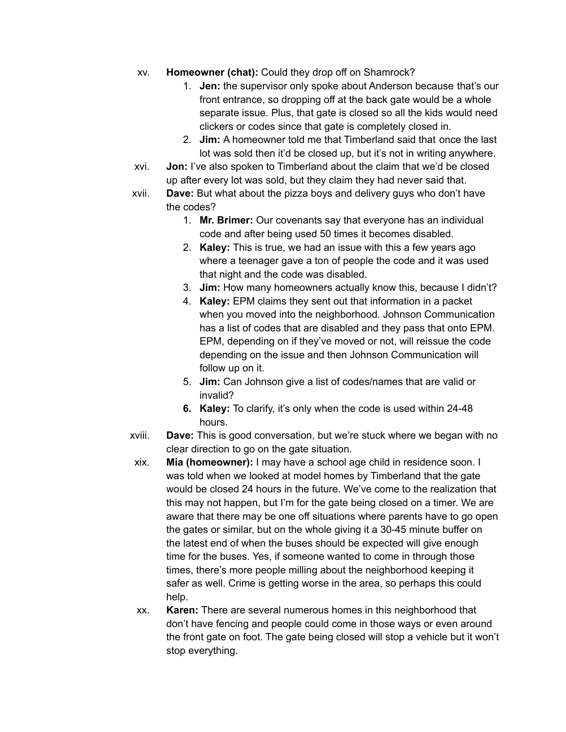xv. **Homeowner (chat):** Could they drop off on Shamrock?

  1. **Jen:** the supervisor only spoke about Anderson because that's our front entrance, so dropping off at the back gate would be a whole separate issue. Plus, that gate is closed so all the kids would need clickers or codes since that gate is completely closed in.
  2. **Jim:** A homeowner told me that Timberland said that once the last lot was sold then it'd be closed up, but it's not in writing anywhere.

xvi. **Jon:** I've also spoken to Timberland about the claim that we'd be closed up after every lot was sold, but they claim they had never said that.

xvii. **Dave:** But what about the pizza boys and delivery guys who don't have the codes?

  1. **Mr. Brimer:** Our covenants say that everyone has an individual code and after being used 50 times it becomes disabled.
  2. **Kaley:** This is true, we had an issue with this a few years ago where a teenager gave a ton of people the code and it was used that night and the code was disabled.
  3. **Jim:** How many homeowners actually know this, because I didn't?
  4. **Kaley:** EPM claims they sent out that information in a packet when you moved into the neighborhood. Johnson Communication has a list of codes that are disabled and they pass that onto EPM. EPM, depending on if they've moved or not, will reissue the code depending on the issue and then Johnson Communication will follow up on it.
  5. **Jim:** Can Johnson give a list of codes/names that are valid or invalid?
  6. **Kaley:** To clarify, it's only when the code is used within 24-48 hours.

xviii. **Dave:** This is good conversation, but we're stuck where we began with no clear direction to go on the gate situation.

xix. **Mia (homeowner):** I may have a school age child in residence soon. I was told when we looked at model homes by Timberland that the gate would be closed 24 hours in the future. We've come to the realization that this may not happen, but I'm for the gate being closed on a timer. We are aware that there may be one off situations where parents have to go open the gates or similar, but on the whole giving it a 30-45 minute buffer on the latest end of when the buses should be expected will give enough time for the buses. Yes, if someone wanted to come in through those times, there's more people milling about the neighborhood keeping it safer as well. Crime is getting worse in the area, so perhaps this could help.

xx. **Karen:** There are several numerous homes in this neighborhood that don't have fencing and people could come in those ways or even around the front gate on foot. The gate being closed will stop a vehicle but it won't stop everything.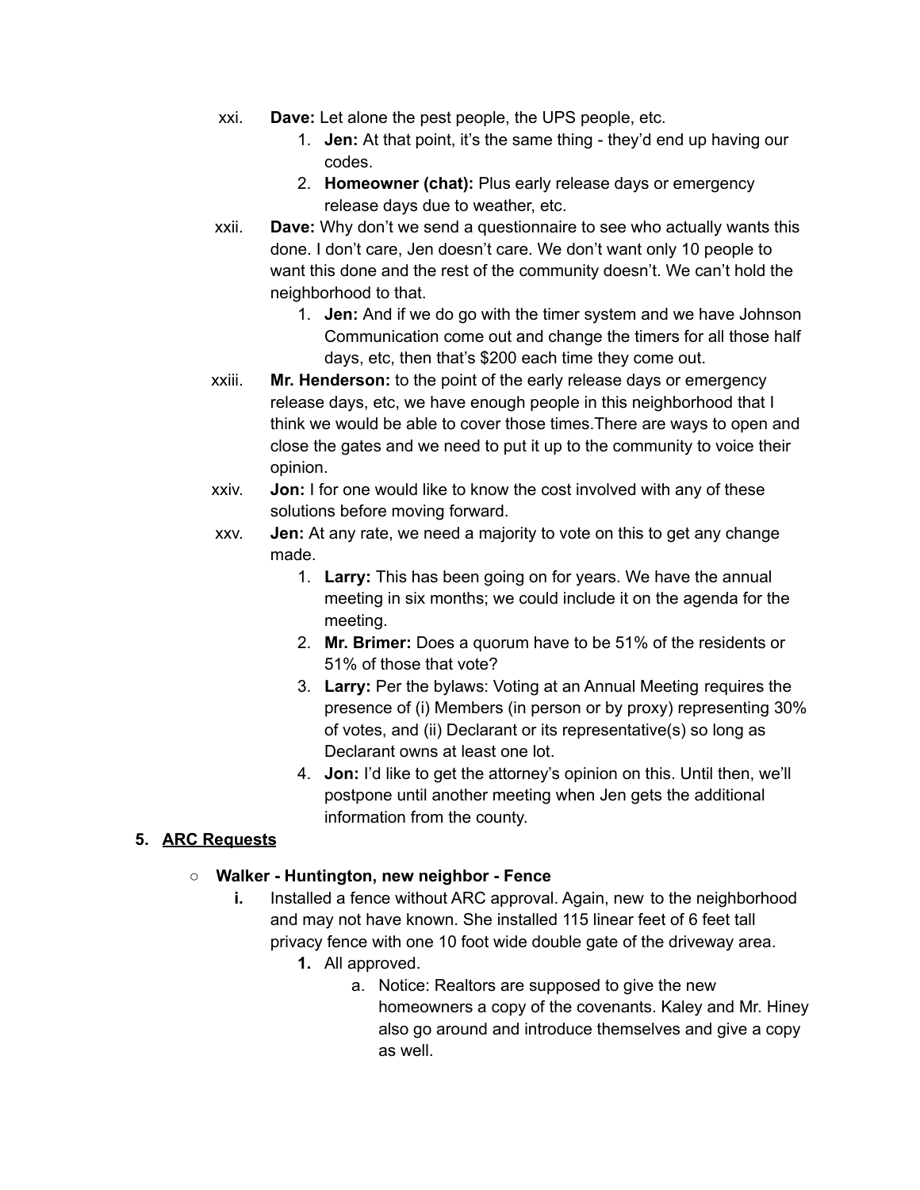xxi. **Dave:** Let alone the pest people, the UPS people, etc.
   1. **Jen:** At that point, it's the same thing - they'd end up having our codes.
   2. **Homeowner (chat):** Plus early release days or emergency release days due to weather, etc.

xxii. **Dave:** Why don't we send a questionnaire to see who actually wants this done. I don't care, Jen doesn't care. We don't want only 10 people to want this done and the rest of the community doesn't. We can't hold the neighborhood to that.
   1. **Jen:** And if we do go with the timer system and we have Johnson Communication come out and change the timers for all those half days, etc, then that's $200 each time they come out.

xxiii. **Mr. Henderson:** to the point of the early release days or emergency release days, etc, we have enough people in this neighborhood that I think we would be able to cover those times.There are ways to open and close the gates and we need to put it up to the community to voice their opinion.

xxiv. **Jon:** I for one would like to know the cost involved with any of these solutions before moving forward.

xxv. **Jen:** At any rate, we need a majority to vote on this to get any change made.
   1. **Larry:** This has been going on for years. We have the annual meeting in six months; we could include it on the agenda for the meeting.
   2. **Mr. Brimer:** Does a quorum have to be 51% of the residents or 51% of those that vote?
   3. **Larry:** Per the bylaws: Voting at an Annual Meeting requires the presence of (i) Members (in person or by proxy) representing 30% of votes, and (ii) Declarant or its representative(s) so long as Declarant owns at least one lot.
   4. **Jon:** I'd like to get the attorney's opinion on this. Until then, we'll postpone until another meeting when Jen gets the additional information from the county.

## 5. <u>ARC Requests</u>

- **Walker - Huntington, new neighbor - Fence**
   - **i.** Installed a fence without ARC approval. Again, new to the neighborhood and may not have known. She installed 115 linear feet of 6 feet tall privacy fence with one 10 foot wide double gate of the driveway area.
      1. All approved.
         a. Notice: Realtors are supposed to give the new homeowners a copy of the covenants. Kaley and Mr. Hiney also go around and introduce themselves and give a copy as well.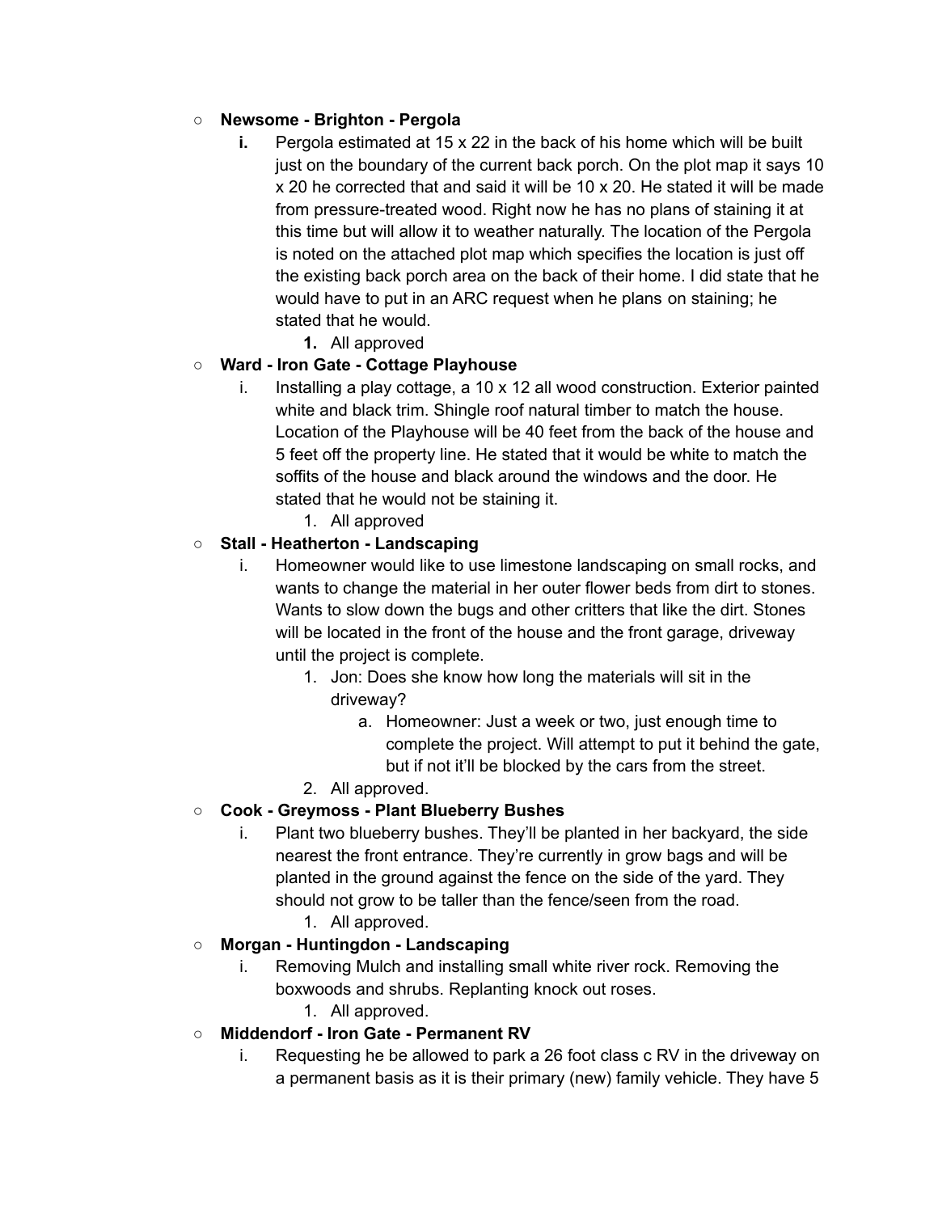- **Newsome - Brighton - Pergola**
  - **i.** Pergola estimated at 15 x 22 in the back of his home which will be built just on the boundary of the current back porch. On the plot map it says 10 x 20 he corrected that and said it will be 10 x 20. He stated it will be made from pressure-treated wood. Right now he has no plans of staining it at this time but will allow it to weather naturally. The location of the Pergola is noted on the attached plot map which specifies the location is just off the existing back porch area on the back of their home. I did state that he would have to put in an ARC request when he plans on staining; he stated that he would.
    - **1.** All approved
- **Ward - Iron Gate - Cottage Playhouse**
  - i. Installing a play cottage, a 10 x 12 all wood construction. Exterior painted white and black trim. Shingle roof natural timber to match the house. Location of the Playhouse will be 40 feet from the back of the house and 5 feet off the property line. He stated that it would be white to match the soffits of the house and black around the windows and the door. He stated that he would not be staining it.
    - 1. All approved
- **Stall - Heatherton - Landscaping**
  - i. Homeowner would like to use limestone landscaping on small rocks, and wants to change the material in her outer flower beds from dirt to stones. Wants to slow down the bugs and other critters that like the dirt. Stones will be located in the front of the house and the front garage, driveway until the project is complete.
    - 1. Jon: Does she know how long the materials will sit in the driveway?
      - a. Homeowner: Just a week or two, just enough time to complete the project. Will attempt to put it behind the gate, but if not it'll be blocked by the cars from the street.
    - 2. All approved.
- **Cook - Greymoss - Plant Blueberry Bushes**
  - i. Plant two blueberry bushes. They'll be planted in her backyard, the side nearest the front entrance. They're currently in grow bags and will be planted in the ground against the fence on the side of the yard. They should not grow to be taller than the fence/seen from the road.
    - 1. All approved.
- **Morgan - Huntingdon - Landscaping**
  - i. Removing Mulch and installing small white river rock. Removing the boxwoods and shrubs. Replanting knock out roses.
    - 1. All approved.
- **Middendorf - Iron Gate - Permanent RV**
  - i. Requesting he be allowed to park a 26 foot class c RV in the driveway on a permanent basis as it is their primary (new) family vehicle. They have 5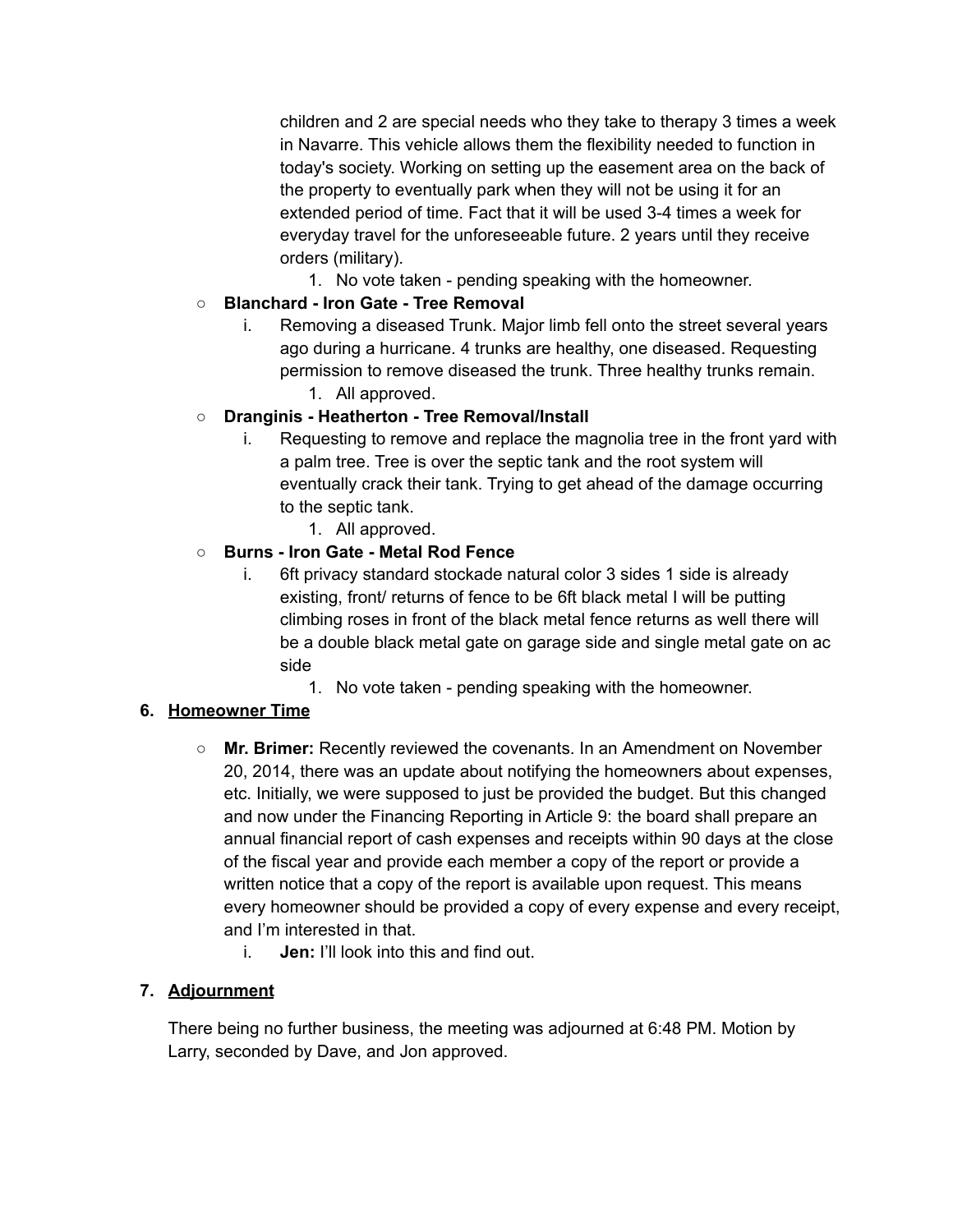children and 2 are special needs who they take to therapy 3 times a week in Navarre. This vehicle allows them the flexibility needed to function in today's society. Working on setting up the easement area on the back of the property to eventually park when they will not be using it for an extended period of time. Fact that it will be used 3-4 times a week for everyday travel for the unforeseeable future. 2 years until they receive orders (military).

1. No vote taken - pending speaking with the homeowner.

- **Blanchard - Iron Gate - Tree Removal**
  - i. Removing a diseased Trunk. Major limb fell onto the street several years ago during a hurricane. 4 trunks are healthy, one diseased. Requesting permission to remove diseased the trunk. Three healthy trunks remain.
    1. All approved.
- **Dranginis - Heatherton - Tree Removal/Install**
  - i. Requesting to remove and replace the magnolia tree in the front yard with a palm tree. Tree is over the septic tank and the root system will eventually crack their tank. Trying to get ahead of the damage occurring to the septic tank.
    1. All approved.
- **Burns - Iron Gate - Metal Rod Fence**
  - i. 6ft privacy standard stockade natural color 3 sides 1 side is already existing, front/ returns of fence to be 6ft black metal I will be putting climbing roses in front of the black metal fence returns as well there will be a double black metal gate on garage side and single metal gate on ac side
    1. No vote taken - pending speaking with the homeowner.

## 6. Homeowner Time

- **Mr. Brimer:** Recently reviewed the covenants. In an Amendment on November 20, 2014, there was an update about notifying the homeowners about expenses, etc. Initially, we were supposed to just be provided the budget. But this changed and now under the Financing Reporting in Article 9: the board shall prepare an annual financial report of cash expenses and receipts within 90 days at the close of the fiscal year and provide each member a copy of the report or provide a written notice that a copy of the report is available upon request. This means every homeowner should be provided a copy of every expense and every receipt, and I'm interested in that.
  - i. **Jen:** I'll look into this and find out.

## 7. Adjournment

There being no further business, the meeting was adjourned at 6:48 PM. Motion by Larry, seconded by Dave, and Jon approved.